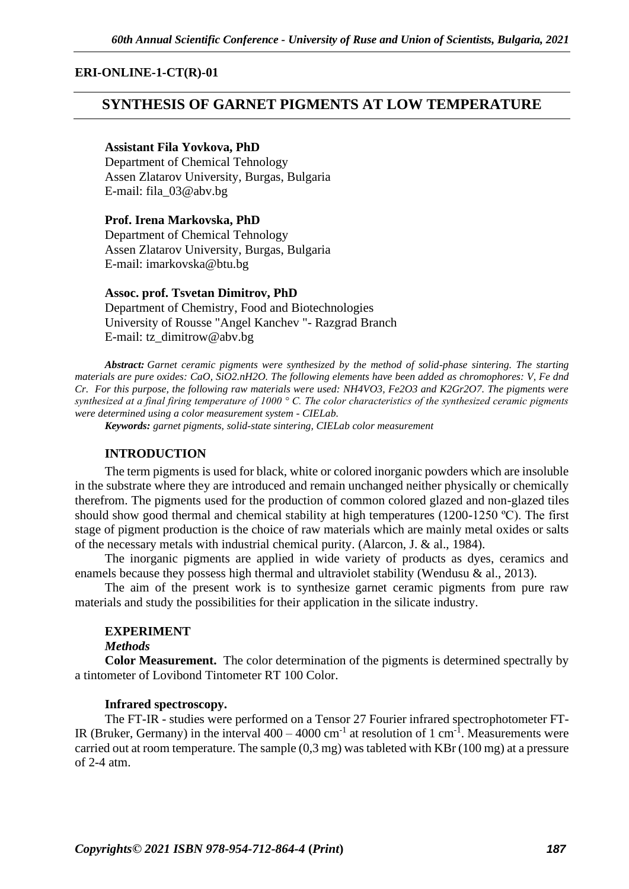**ERI-ONLINE-1-CT(R)-01**

# SYNTHESIS OF GARNET PIGMENTS AT LOW TEMPERATURE

**Assistant Fila Yovkova, PhD**
Department of Chemical Tehnology
Assen Zlatarov University, Burgas, Bulgaria
E-mail: fila_03@abv.bg

**Prof. Irena Markovska, PhD**
Department of Chemical Tehnology
Assen Zlatarov University, Burgas, Bulgaria
E-mail: imarkovska@btu.bg

**Assoc. prof. Tsvetan Dimitrov, PhD**
Department of Chemistry, Food and Biotechnologies
University of Rousse "Angel Kanchev "- Razgrad Branch
E-mail: tz_dimitrow@abv.bg

***Abstract:*** *Garnet ceramic pigments were synthesized by the method of solid-phase sintering. The starting materials are pure oxides: CaO, SiO2.nH2O. The following elements have been added as chromophores: V, Fe dnd Cr. For this purpose, the following raw materials were used: NH4VO3, Fe2O3 and K2Gr2O7. The pigments were synthesized at a final firing temperature of 1000 ° C. The color characteristics of the synthesized ceramic pigments were determined using a color measurement system - CIELab.*

***Keywords:*** *garnet pigments, solid-state sintering, CIELab color measurement*

## INTRODUCTION

The term pigments is used for black, white or colored inorganic powders which are insoluble in the substrate where they are introduced and remain unchanged neither physically or chemically therefrom. The pigments used for the production of common colored glazed and non-glazed tiles should show good thermal and chemical stability at high temperatures (1200-1250 ºC). The first stage of pigment production is the choice of raw materials which are mainly metal oxides or salts of the necessary metals with industrial chemical purity. (Alarcon, J. & al., 1984).

The inorganic pigments are applied in wide variety of products as dyes, ceramics and enamels because they possess high thermal and ultraviolet stability (Wendusu & al., 2013).

The aim of the present work is to synthesize garnet ceramic pigments from pure raw materials and study the possibilities for their application in the silicate industry.

## EXPERIMENT

### *Methods*

**Color Measurement.** The color determination of the pigments is determined spectrally by a tintometer of Lovibond Tintometer RT 100 Color.

**Infrared spectroscopy.**

The FT-IR - studies were performed on a Tensor 27 Fourier infrared spectrophotometer FT-IR (Bruker, Germany) in the interval 400 – 4000 $cm^{-1}$ at resolution of 1 $cm^{-1}$. Measurements were carried out at room temperature. The sample (0,3 mg) was tableted with KBr (100 mg) at a pressure of 2-4 atm.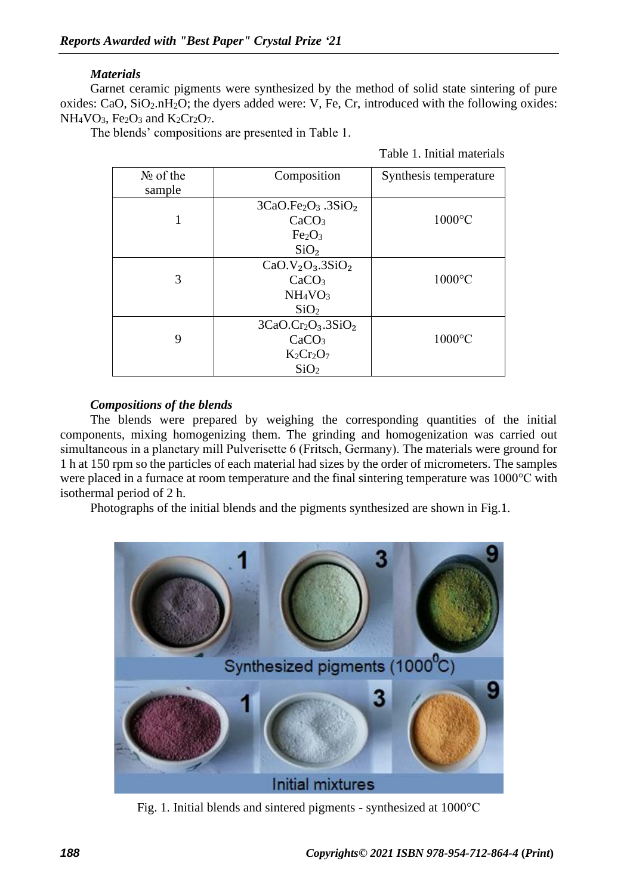### *Materials*

Garnet ceramic pigments were synthesized by the method of solid state sintering of pure oxides: $CaO$, $SiO_2.nH_2O$; the dyers added were: V, Fe, Cr, introduced with the following oxides: $NH_4VO_3$, $Fe_2O_3$ and $K_2Cr_2O_7$.

The blends' compositions are presented in Table 1.

Table 1. Initial materials

| № of the sample | Composition | Synthesis temperature |
|---|---|---|
| 1 | $3CaO.Fe_2O_3.3SiO_2$<br>$CaCO_3$<br>$Fe_2O_3$<br>$SiO_2$ | 1000°C |
| 3 | $CaO.V_2O_3.3SiO_2$<br>$CaCO_3$<br>$NH_4VO_3$<br>$SiO_2$ | 1000°C |
| 9 | $3CaO.Cr_2O_3.3SiO_2$<br>$CaCO_3$<br>$K_2Cr_2O_7$<br>$SiO_2$ | 1000°C |

### *Compositions of the blends*

The blends were prepared by weighing the corresponding quantities of the initial components, mixing homogenizing them. The grinding and homogenization was carried out simultaneous in a planetary mill Pulverisette 6 (Fritsch, Germany). The materials were ground for 1 h at 150 rpm so the particles of each material had sizes by the order of micrometers. The samples were placed in a furnace at room temperature and the final sintering temperature was 1000°C with isothermal period of 2 h.

Photographs of the initial blends and the pigments synthesized are shown in Fig.1.

Fig. 1. Initial blends and sintered pigments - synthesized at 1000°C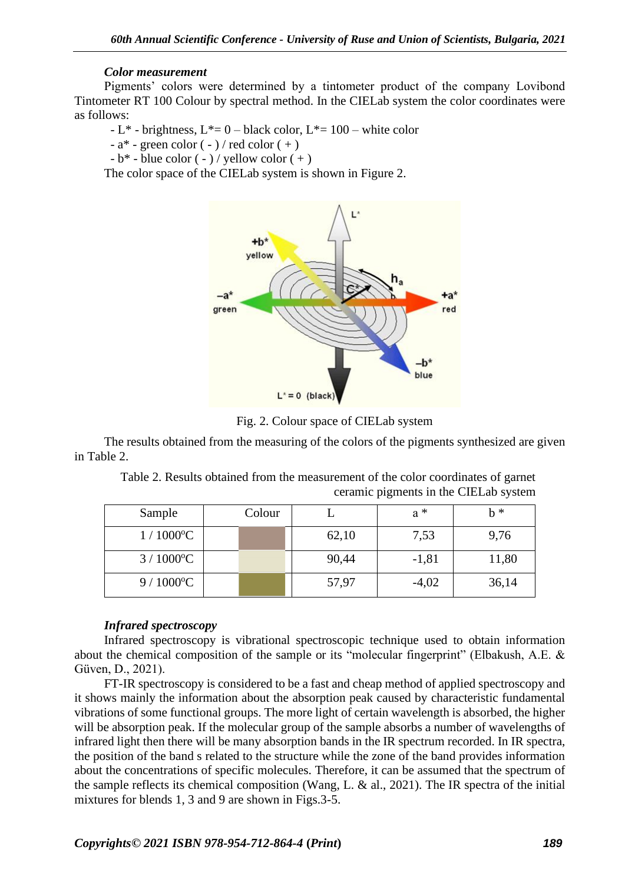***Color measurement***

Pigments' colors were determined by a tintometer product of the company Lovibond Tintometer RT 100 Colour by spectral method. In the CIELab system the color coordinates were as follows:

- L* - brightness, L*= 0 – black color, L*= 100 – white color
- a* - green color ( - ) / red color ( + )
- b* - blue color ( - ) / yellow color ( + )

The color space of the CIELab system is shown in Figure 2.

Fig. 2. Colour space of CIELab system

The results obtained from the measuring of the colors of the pigments synthesized are given in Table 2.

Table 2. Results obtained from the measurement of the color coordinates of garnet ceramic pigments in the CIELab system

| Sample | Colour | L | a * | b * |
|---|---|---|---|---|
| 1 / 1000$^o$C | | 62,10 | 7,53 | 9,76 |
| 3 / 1000$^o$C | | 90,44 | -1,81 | 11,80 |
| 9 / 1000$^o$C | | 57,97 | -4,02 | 36,14 |

***Infrared spectroscopy***

Infrared spectroscopy is vibrational spectroscopic technique used to obtain information about the chemical composition of the sample or its "molecular fingerprint" (Elbakush, A.E. & Güven, D., 2021).

FT-IR spectroscopy is considered to be a fast and cheap method of applied spectroscopy and it shows mainly the information about the absorption peak caused by characteristic fundamental vibrations of some functional groups. The more light of certain wavelength is absorbed, the higher will be absorption peak. If the molecular group of the sample absorbs a number of wavelengths of infrared light then there will be many absorption bands in the IR spectrum recorded. In IR spectra, the position of the band s related to the structure while the zone of the band provides information about the concentrations of specific molecules. Therefore, it can be assumed that the spectrum of the sample reflects its chemical composition (Wang, L. & al., 2021). The IR spectra of the initial mixtures for blends 1, 3 and 9 are shown in Figs.3-5.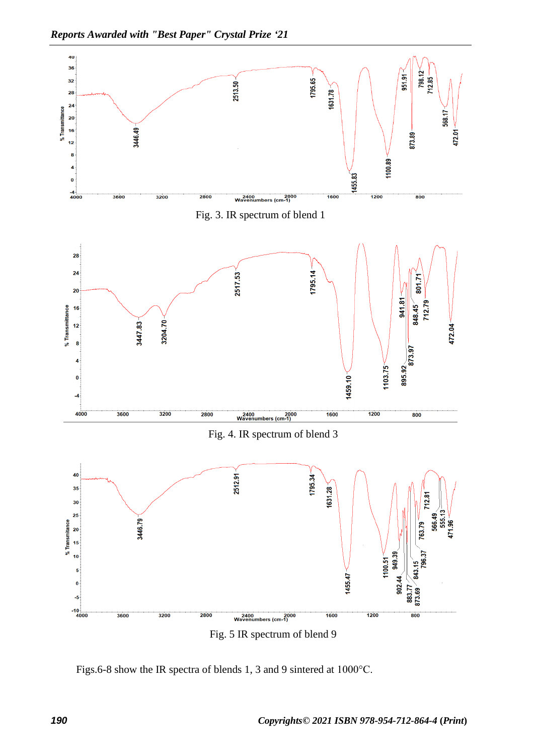Fig. 3. IR spectrum of blend 1

Fig. 4. IR spectrum of blend 3

Fig. 5 IR spectrum of blend 9

Figs.6-8 show the IR spectra of blends 1, 3 and 9 sintered at 1000°C.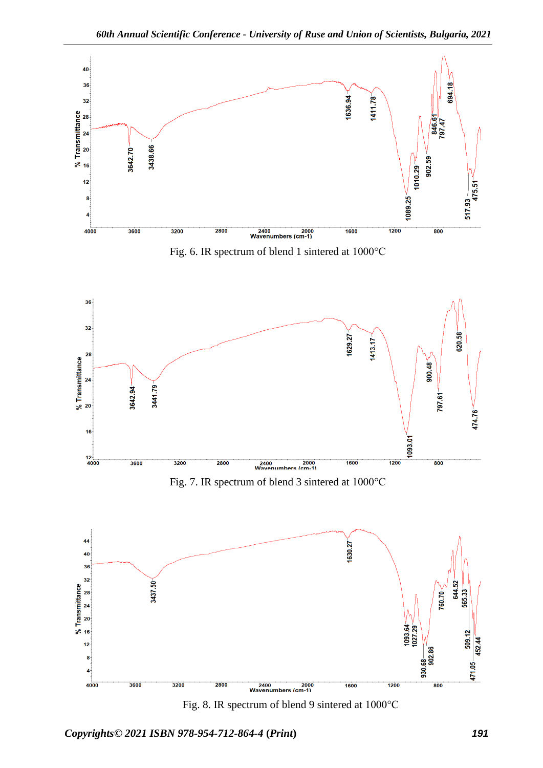Fig. 6. IR spectrum of blend 1 sintered at 1000°C

Fig. 7. IR spectrum of blend 3 sintered at 1000°C

Fig. 8. IR spectrum of blend 9 sintered at 1000°C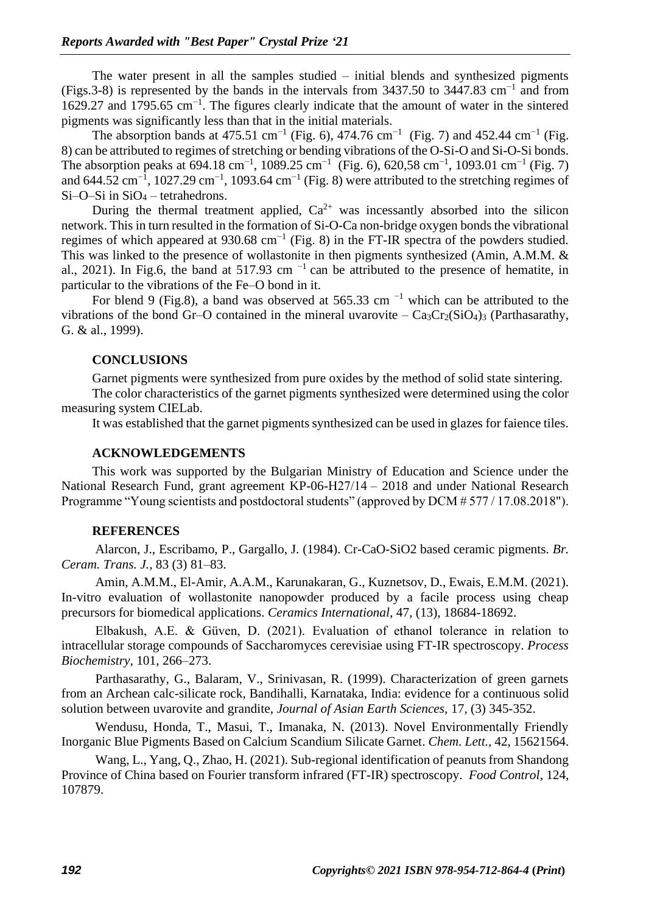The water present in all the samples studied – initial blends and synthesized pigments (Figs.3-8) is represented by the bands in the intervals from 3437.50 to 3447.83 $cm^{-1}$ and from 1629.27 and 1795.65 $cm^{-1}$. The figures clearly indicate that the amount of water in the sintered pigments was significantly less than that in the initial materials.

The absorption bands at 475.51 $cm^{-1}$ (Fig. 6), 474.76 $cm^{-1}$ (Fig. 7) and 452.44 $cm^{-1}$ (Fig. 8) can be attributed to regimes of stretching or bending vibrations of the O-Si-O and Si-O-Si bonds. The absorption peaks at 694.18 $cm^{-1}$, 1089.25 $cm^{-1}$ (Fig. 6), 620,58 $cm^{-1}$, 1093.01 $cm^{-1}$ (Fig. 7) and 644.52 $cm^{-1}$, 1027.29 $cm^{-1}$, 1093.64 $cm^{-1}$ (Fig. 8) were attributed to the stretching regimes of Si–O–Si in $SiO_4$ – tetrahedrons.

During the thermal treatment applied, $Ca^{2+}$ was incessantly absorbed into the silicon network. This in turn resulted in the formation of Si-O-Ca non-bridge oxygen bonds the vibrational regimes of which appeared at 930.68 $cm^{-1}$ (Fig. 8) in the FT-IR spectra of the powders studied. This was linked to the presence of wollastonite in then pigments synthesized (Amin, A.M.M. & al., 2021). In Fig.6, the band at 517.93 cm $^{-1}$ can be attributed to the presence of hematite, in particular to the vibrations of the Fe–O bond in it.

For blend 9 (Fig.8), a band was observed at 565.33 cm $^{-1}$ which can be attributed to the vibrations of the bond Gr–O contained in the mineral uvarovite – $Ca_3Cr_2(SiO_4)_3$ (Parthasarathy, G. & al., 1999).

## CONCLUSIONS

Garnet pigments were synthesized from pure oxides by the method of solid state sintering.

The color characteristics of the garnet pigments synthesized were determined using the color measuring system CIELab.

It was established that the garnet pigments synthesized can be used in glazes for faience tiles.

## ACKNOWLEDGEMENTS

This work was supported by the Bulgarian Ministry of Education and Science under the National Research Fund, grant agreement KP-06-H27/14 – 2018 and under National Research Programme "Young scientists and postdoctoral students" (approved by DCM # 577 / 17.08.2018").

## REFERENCES

Alarcon, J., Escribamo, P., Gargallo, J. (1984). Cr-CaO-SiO2 based ceramic pigments. *Br. Ceram. Trans. J.*, 83 (3) 81–83.

Amin, A.M.M., El-Amir, A.A.M., Karunakaran, G., Kuznetsov, D., Ewais, E.M.M. (2021). In-vitro evaluation of wollastonite nanopowder produced by a facile process using cheap precursors for biomedical applications. *Ceramics International*, 47, (13), 18684-18692.

Elbakush, A.E. & Güven, D. (2021). Evaluation of ethanol tolerance in relation to intracellular storage compounds of Saccharomyces cerevisiae using FT-IR spectroscopy. *Process Biochemistry*, 101, 266–273.

Parthasarathy, G., Balaram, V., Srinivasan, R. (1999). Characterization of green garnets from an Archean calc-silicate rock, Bandihalli, Karnataka, India: evidence for a continuous solid solution between uvarovite and grandite, *Journal of Asian Earth Sciences*, 17, (3) 345-352.

Wendusu, Honda, T., Masui, T., Imanaka, N. (2013). Novel Environmentally Friendly Inorganic Blue Pigments Based on Calcium Scandium Silicate Garnet. *Chem. Lett.*, 42, 15621564.

Wang, L., Yang, Q., Zhao, H. (2021). Sub-regional identification of peanuts from Shandong Province of China based on Fourier transform infrared (FT-IR) spectroscopy. *Food Control*, 124, 107879.